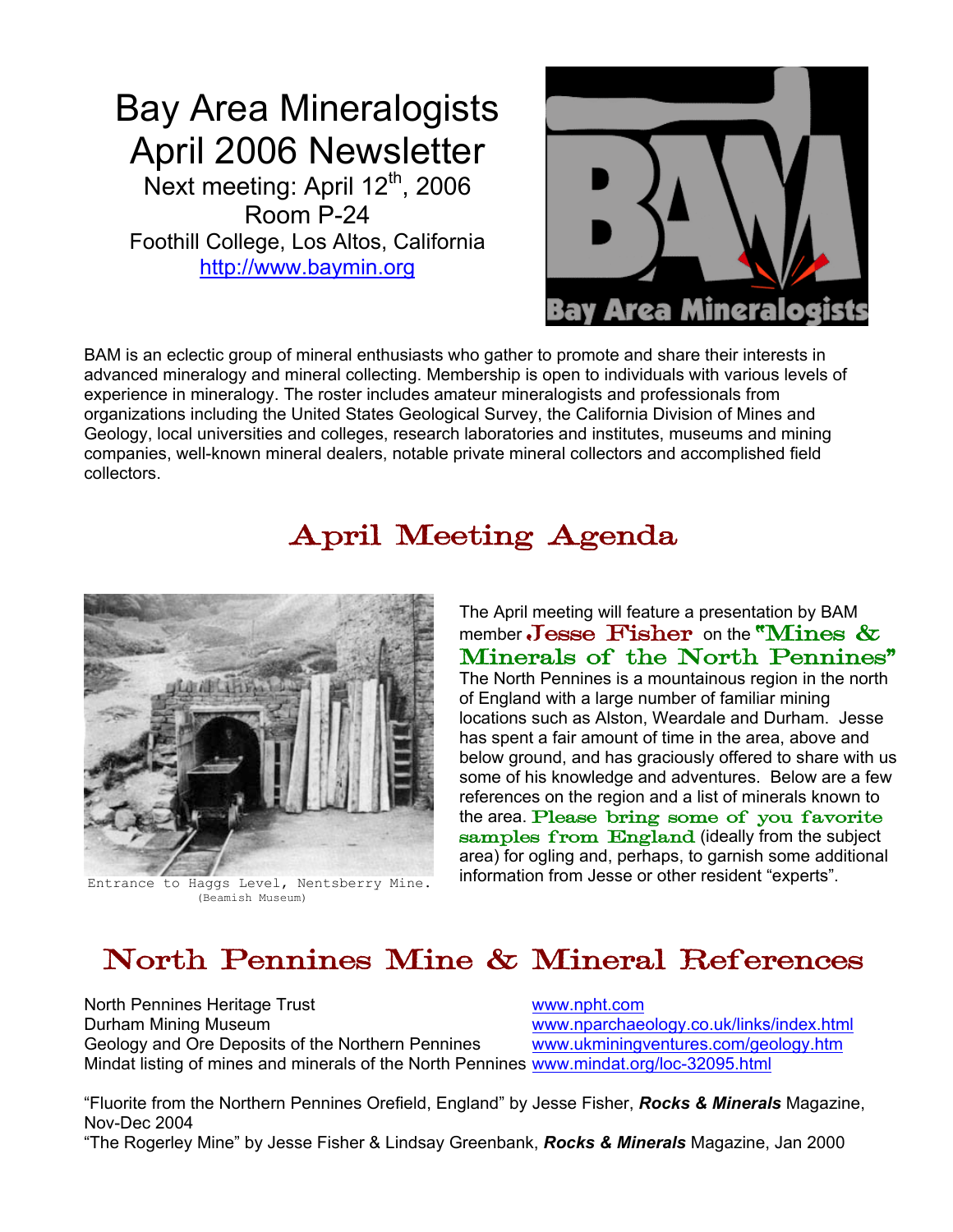# Bay Area Mineralogists April 2006 Newsletter

Next meeting: April 12th, 2006
Room P-24
Foothill College, Los Altos, California
http://www.baymin.org

BAM is an eclectic group of mineral enthusiasts who gather to promote and share their interests in advanced mineralogy and mineral collecting. Membership is open to individuals with various levels of experience in mineralogy. The roster includes amateur mineralogists and professionals from organizations including the United States Geological Survey, the California Division of Mines and Geology, local universities and colleges, research laboratories and institutes, museums and mining companies, well-known mineral dealers, notable private mineral collectors and accomplished field collectors.

## April Meeting Agenda

Entrance to Haggs Level, Nentsberry Mine.
(Beamish Museum)

The April meeting will feature a presentation by BAM member **Jesse Fisher** on the **"Mines & Minerals of the North Pennines"** The North Pennines is a mountainous region in the north of England with a large number of familiar mining locations such as Alston, Weardale and Durham. Jesse has spent a fair amount of time in the area, above and below ground, and has graciously offered to share with us some of his knowledge and adventures. Below are a few references on the region and a list of minerals known to the area. **Please bring some of you favorite samples from England** (ideally from the subject area) for ogling and, perhaps, to garnish some additional information from Jesse or other resident "experts".

## North Pennines Mine & Mineral References

| | |
|---|---|
| North Pennines Heritage Trust | www.npht.com |
| Durham Mining Museum | www.nparchaeology.co.uk/links/index.html |
| Geology and Ore Deposits of the Northern Pennines | www.ukminingventures.com/geology.htm |
| Mindat listing of mines and minerals of the North Pennines | www.mindat.org/loc-32095.html |

"Fluorite from the Northern Pennines Orefield, England" by Jesse Fisher, ***Rocks & Minerals*** Magazine, Nov-Dec 2004
"The Rogerley Mine" by Jesse Fisher & Lindsay Greenbank, ***Rocks & Minerals*** Magazine, Jan 2000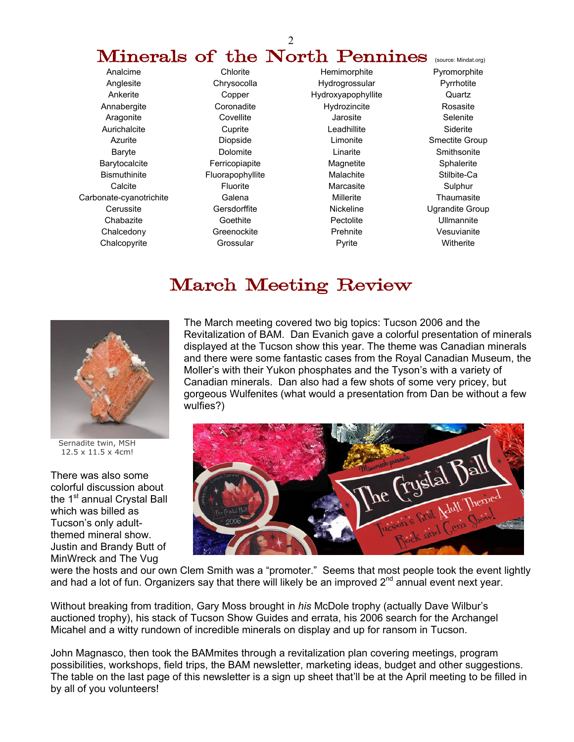# Minerals of the North Pennines

(source: Mindat.org)

| | | | |
|---|---|---|---|
| Analcime | Chlorite | Hemimorphite | Pyromorphite |
| Anglesite | Chrysocolla | Hydrogrossular | Pyrrhotite |
| Ankerite | Copper | Hydroxyapophyllite | Quartz |
| Annabergite | Coronadite | Hydrozincite | Rosasite |
| Aragonite | Covellite | Jarosite | Selenite |
| Aurichalcite | Cuprite | Leadhillite | Siderite |
| Azurite | Diopside | Limonite | Smectite Group |
| Baryte | Dolomite | Linarite | Smithsonite |
| Barytocalcite | Ferricopiapite | Magnetite | Sphalerite |
| Bismuthinite | Fluorapophyllite | Malachite | Stilbite-Ca |
| Calcite | Fluorite | Marcasite | Sulphur |
| Carbonate-cyanotrichite | Galena | Millerite | Thaumasite |
| Cerussite | Gersdorffite | Nickeline | Ugrandite Group |
| Chabazite | Goethite | Pectolite | Ullmannite |
| Chalcedony | Greenockite | Prehnite | Vesuvianite |
| Chalcopyrite | Grossular | Pyrite | Witherite |

# March Meeting Review

Sernadite twin, MSH
12.5 x 11.5 x 4cm!

The March meeting covered two big topics: Tucson 2006 and the Revitalization of BAM. Dan Evanich gave a colorful presentation of minerals displayed at the Tucson show this year. The theme was Canadian minerals and there were some fantastic cases from the Royal Canadian Museum, the Moller's with their Yukon phosphates and the Tyson's with a variety of Canadian minerals. Dan also had a few shots of some very pricey, but gorgeous Wulfenites (what would a presentation from Dan be without a few wulfies?)

There was also some colorful discussion about the 1st annual Crystal Ball which was billed as Tucson's only adult-themed mineral show. Justin and Brandy Butt of MinWreck and The Vug were the hosts and our own Clem Smith was a "promoter." Seems that most people took the event lightly and had a lot of fun. Organizers say that there will likely be an improved 2nd annual event next year.

Without breaking from tradition, Gary Moss brought in *his* McDole trophy (actually Dave Wilbur's auctioned trophy), his stack of Tucson Show Guides and errata, his 2006 search for the Archangel Micahel and a witty rundown of incredible minerals on display and up for ransom in Tucson.

John Magnasco, then took the BAMmites through a revitalization plan covering meetings, program possibilities, workshops, field trips, the BAM newsletter, marketing ideas, budget and other suggestions. The table on the last page of this newsletter is a sign up sheet that'll be at the April meeting to be filled in by all of you volunteers!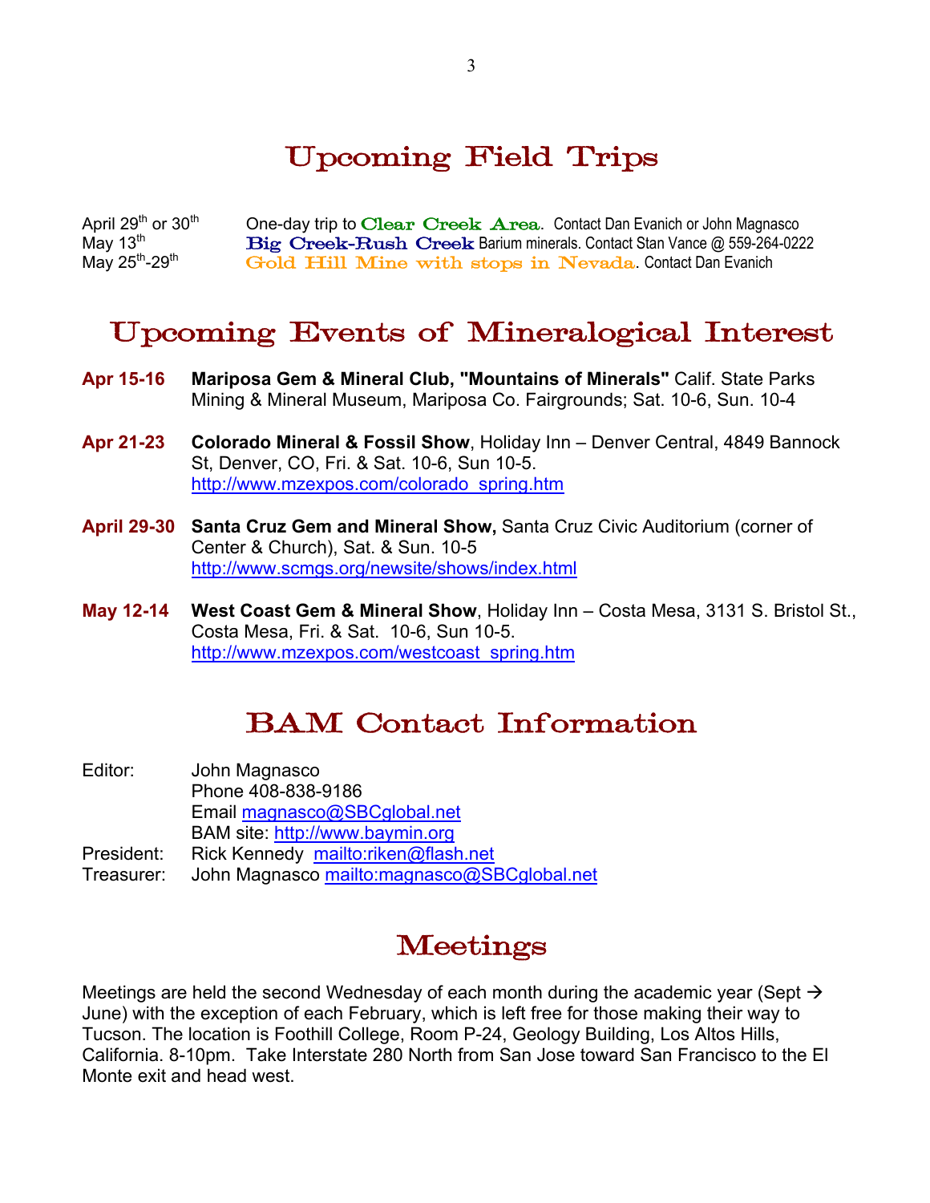# Upcoming Field Trips

April 29th or 30th — One-day trip to **Clear Creek Area**. Contact Dan Evanich or John Magnasco
May 13th — **Big Creek-Rush Creek** Barium minerals. Contact Stan Vance @ 559-264-0222
May 25th-29th — **Gold Hill Mine with stops in Nevada**. Contact Dan Evanich

# Upcoming Events of Mineralogical Interest

**Apr 15-16** **Mariposa Gem & Mineral Club, "Mountains of Minerals"** Calif. State Parks Mining & Mineral Museum, Mariposa Co. Fairgrounds; Sat. 10-6, Sun. 10-4

**Apr 21-23** **Colorado Mineral & Fossil Show**, Holiday Inn – Denver Central, 4849 Bannock St, Denver, CO, Fri. & Sat. 10-6, Sun 10-5.
http://www.mzexpos.com/colorado_spring.htm

**April 29-30** **Santa Cruz Gem and Mineral Show,** Santa Cruz Civic Auditorium (corner of Center & Church), Sat. & Sun. 10-5
http://www.scmgs.org/newsite/shows/index.html

**May 12-14** **West Coast Gem & Mineral Show**, Holiday Inn – Costa Mesa, 3131 S. Bristol St., Costa Mesa, Fri. & Sat. 10-6, Sun 10-5.
http://www.mzexpos.com/westcoast_spring.htm

# BAM Contact Information

Editor: John Magnasco
Phone 408-838-9186
Email magnasco@SBCglobal.net
BAM site: http://www.baymin.org
President: Rick Kennedy mailto:riken@flash.net
Treasurer: John Magnasco mailto:magnasco@SBCglobal.net

# Meetings

Meetings are held the second Wednesday of each month during the academic year (Sept → June) with the exception of each February, which is left free for those making their way to Tucson. The location is Foothill College, Room P-24, Geology Building, Los Altos Hills, California. 8-10pm. Take Interstate 280 North from San Jose toward San Francisco to the El Monte exit and head west.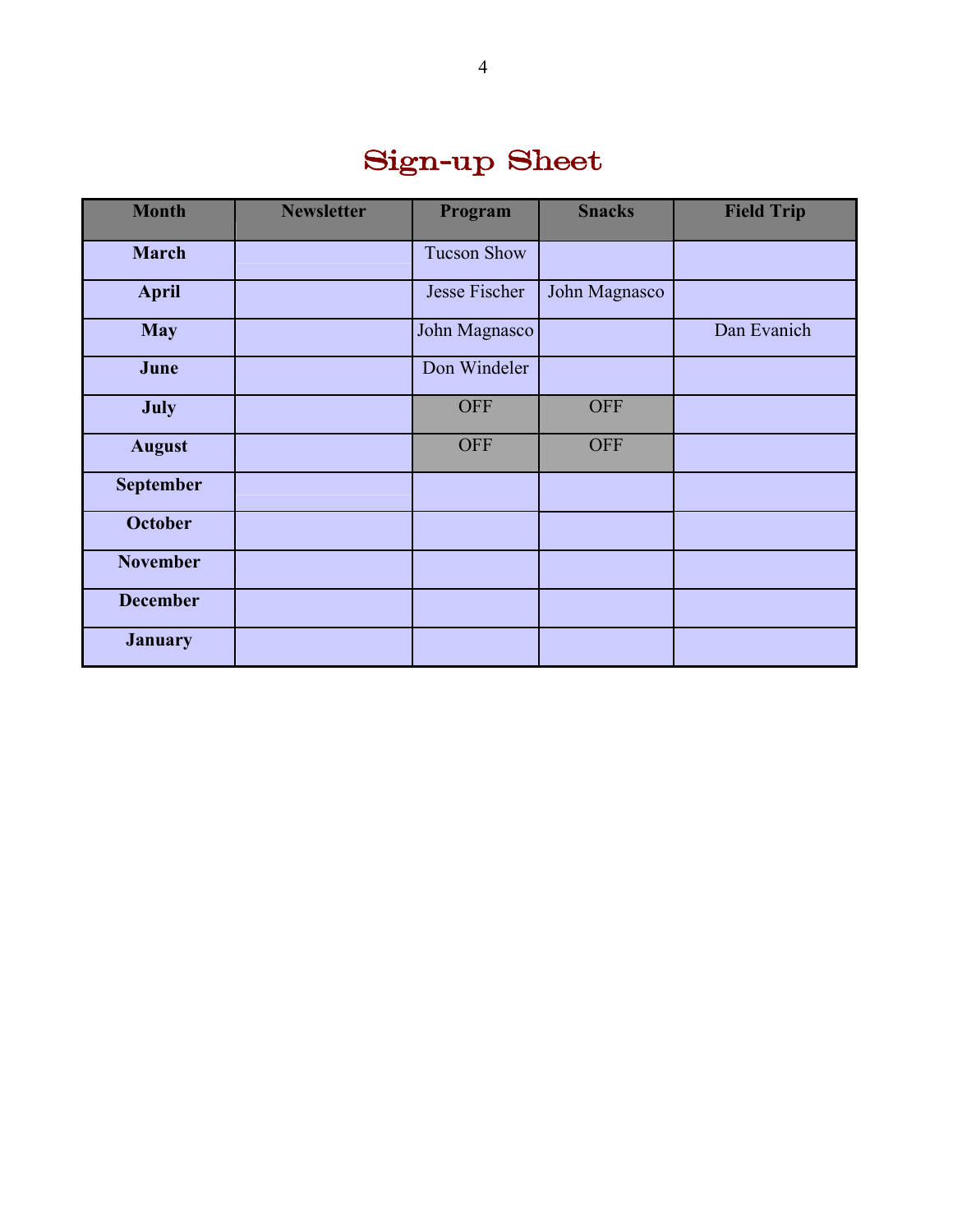# Sign-up Sheet

| Month | Newsletter | Program | Snacks | Field Trip |
|---|---|---|---|---|
| March | | Tucson Show | | |
| April | | Jesse Fischer | John Magnasco | |
| May | | John Magnasco | | Dan Evanich |
| June | | Don Windeler | | |
| July | | OFF | OFF | |
| August | | OFF | OFF | |
| September | | | | |
| October | | | | |
| November | | | | |
| December | | | | |
| January | | | | |